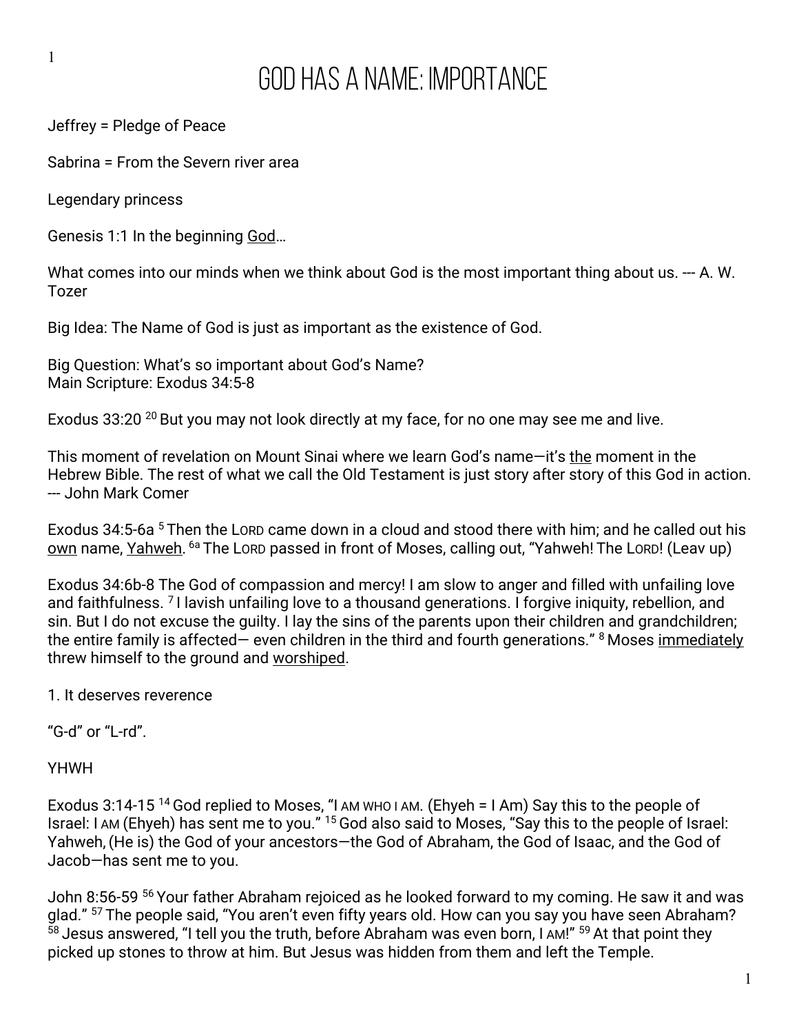# God Has a Name: Importance

Jeffrey = Pledge of Peace

Sabrina = From the Severn river area

Legendary princess

Genesis 1:1 In the beginning <u>God</u>…

What comes into our minds when we think about God is the most important thing about us. --- A. W. Tozer

Big Idea: The Name of God is just as important as the existence of God.

Big Question: What's so important about God's Name?
Main Scripture: Exodus 34:5-8

Exodus 33:20 [20] But you may not look directly at my face, for no one may see me and live.

This moment of revelation on Mount Sinai where we learn God's name—it's <u>the</u> moment in the Hebrew Bible. The rest of what we call the Old Testament is just story after story of this God in action. --- John Mark Comer

Exodus 34:5-6a [5] Then the LORD came down in a cloud and stood there with him; and he called out his <u>own</u> name, <u>Yahweh</u>. [6a] The LORD passed in front of Moses, calling out, "Yahweh! The LORD! (Leav up)

Exodus 34:6b-8 The God of compassion and mercy! I am slow to anger and filled with unfailing love and faithfulness. [7] I lavish unfailing love to a thousand generations. I forgive iniquity, rebellion, and sin. But I do not excuse the guilty. I lay the sins of the parents upon their children and grandchildren; the entire family is affected— even children in the third and fourth generations." [8] Moses <u>immediately</u> threw himself to the ground and <u>worshiped</u>.

1. It deserves reverence

"G-d" or "L-rd".

YHWH

Exodus 3:14-15 [14] God replied to Moses, "I AM WHO I AM. (Ehyeh = I Am) Say this to the people of Israel: I AM (Ehyeh) has sent me to you." [15] God also said to Moses, "Say this to the people of Israel: Yahweh, (He is) the God of your ancestors—the God of Abraham, the God of Isaac, and the God of Jacob—has sent me to you.

John 8:56-59 [56] Your father Abraham rejoiced as he looked forward to my coming. He saw it and was glad." [57] The people said, "You aren't even fifty years old. How can you say you have seen Abraham? [58] Jesus answered, "I tell you the truth, before Abraham was even born, I AM!" [59] At that point they picked up stones to throw at him. But Jesus was hidden from them and left the Temple.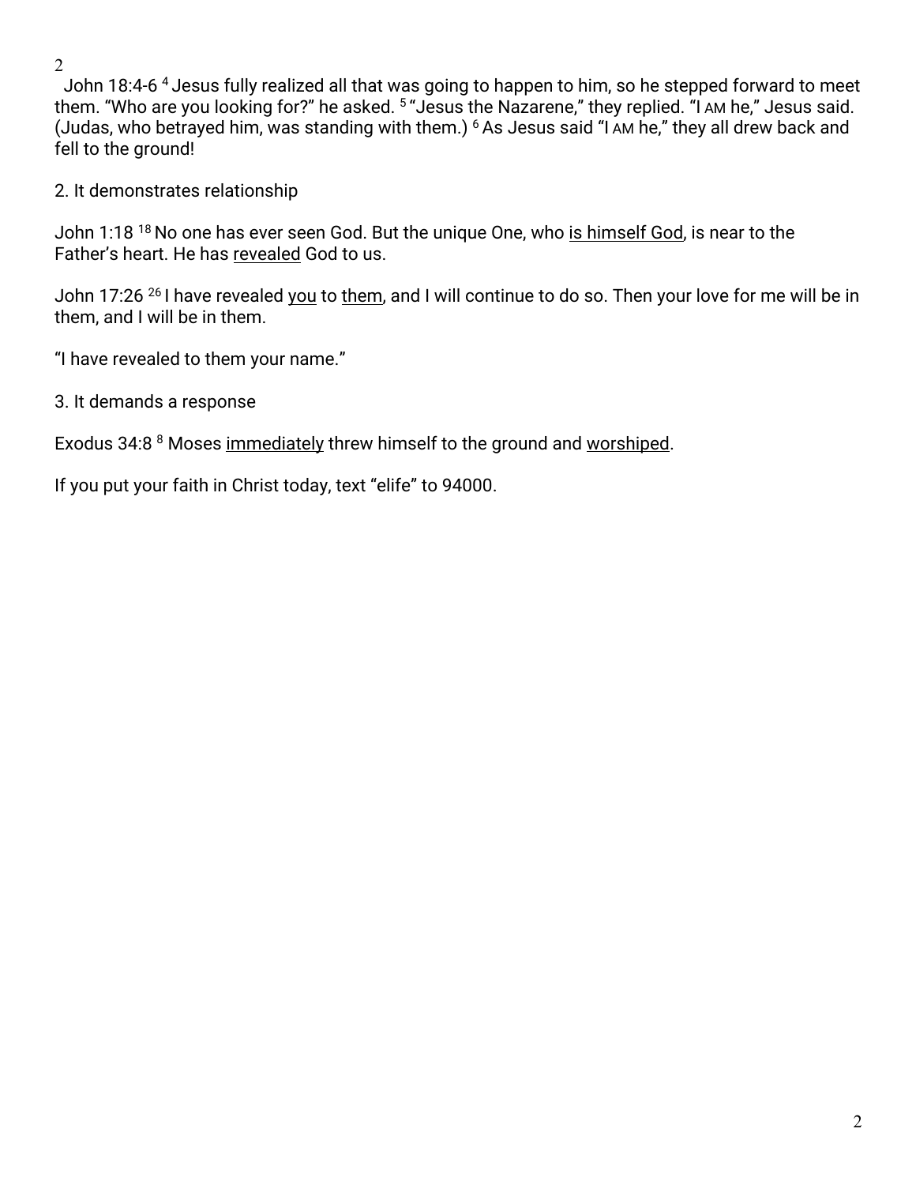John 18:4-6 [4] Jesus fully realized all that was going to happen to him, so he stepped forward to meet them. "Who are you looking for?" he asked. [5] "Jesus the Nazarene," they replied. "I AM he," Jesus said. (Judas, who betrayed him, was standing with them.) [6] As Jesus said "I AM he," they all drew back and fell to the ground!

2. It demonstrates relationship

John 1:18 [18] No one has ever seen God. But the unique One, who <u>is himself God</u>, is near to the Father's heart. He has <u>revealed</u> God to us.

John 17:26 [26] I have revealed <u>you</u> to <u>them</u>, and I will continue to do so. Then your love for me will be in them, and I will be in them.

"I have revealed to them your name."

3. It demands a response

Exodus 34:8 [8] Moses <u>immediately</u> threw himself to the ground and <u>worshiped</u>.

If you put your faith in Christ today, text "elife" to 94000.